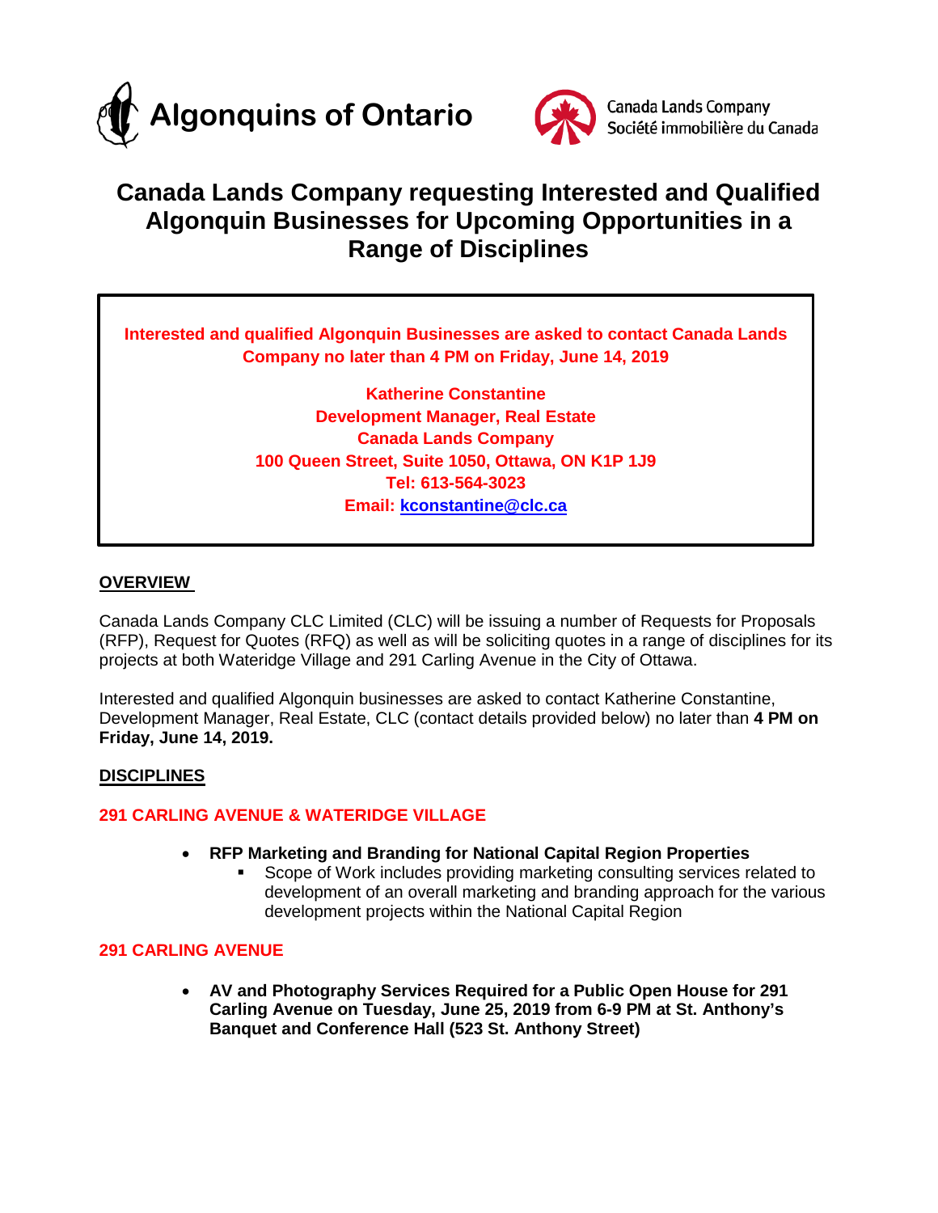Algonquins of Ontario

Canada Lands Company
Société immobilière du Canada

# Canada Lands Company requesting Interested and Qualified Algonquin Businesses for Upcoming Opportunities in a Range of Disciplines

**Interested and qualified Algonquin Businesses are asked to contact Canada Lands Company no later than 4 PM on Friday, June 14, 2019**

**Katherine Constantine**
**Development Manager, Real Estate**
**Canada Lands Company**
**100 Queen Street, Suite 1050, Ottawa, ON K1P 1J9**
**Tel: 613-564-3023**
**Email: kconstantine@clc.ca**

## OVERVIEW

Canada Lands Company CLC Limited (CLC) will be issuing a number of Requests for Proposals (RFP), Request for Quotes (RFQ) as well as will be soliciting quotes in a range of disciplines for its projects at both Wateridge Village and 291 Carling Avenue in the City of Ottawa.

Interested and qualified Algonquin businesses are asked to contact Katherine Constantine, Development Manager, Real Estate, CLC (contact details provided below) no later than **4 PM on Friday, June 14, 2019.**

## DISCIPLINES

### 291 CARLING AVENUE & WATERIDGE VILLAGE

- **RFP Marketing and Branding for National Capital Region Properties**
  - Scope of Work includes providing marketing consulting services related to development of an overall marketing and branding approach for the various development projects within the National Capital Region

### 291 CARLING AVENUE

- **AV and Photography Services Required for a Public Open House for 291 Carling Avenue on Tuesday, June 25, 2019 from 6-9 PM at St. Anthony's Banquet and Conference Hall (523 St. Anthony Street)**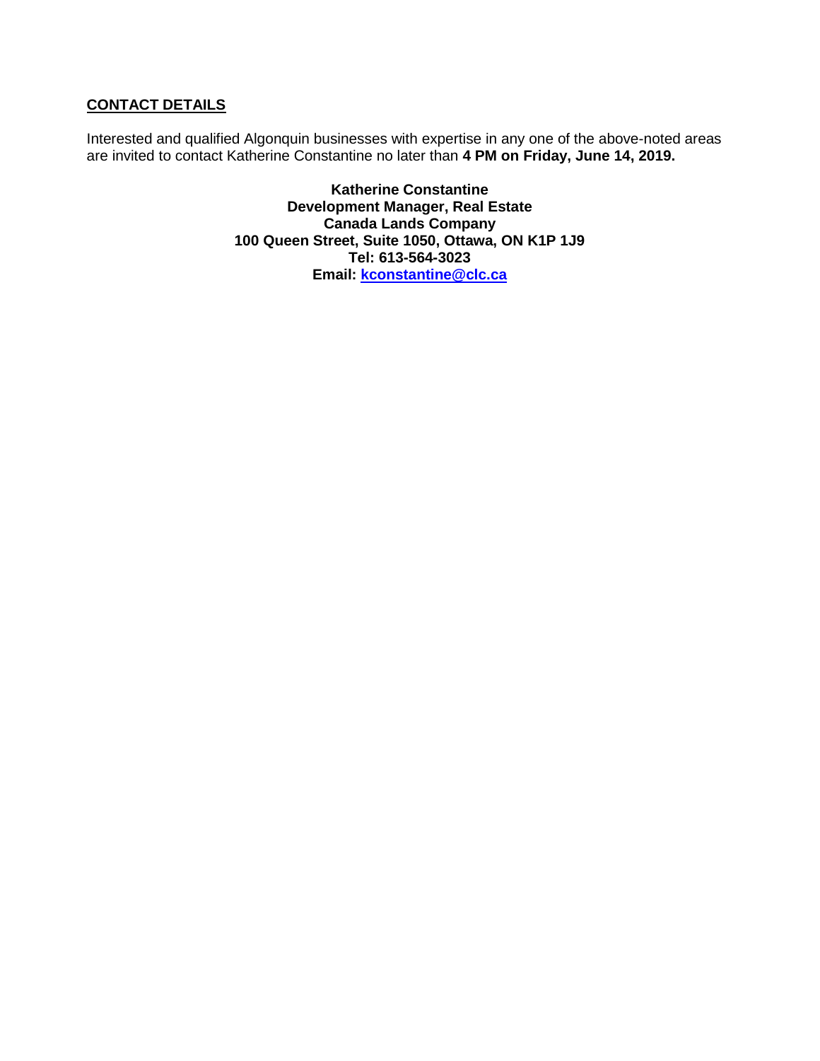## CONTACT DETAILS

Interested and qualified Algonquin businesses with expertise in any one of the above-noted areas are invited to contact Katherine Constantine no later than **4 PM on Friday, June 14, 2019.**

**Katherine Constantine**
**Development Manager, Real Estate**
**Canada Lands Company**
**100 Queen Street, Suite 1050, Ottawa, ON K1P 1J9**
**Tel: 613-564-3023**
**Email: kconstantine@clc.ca**